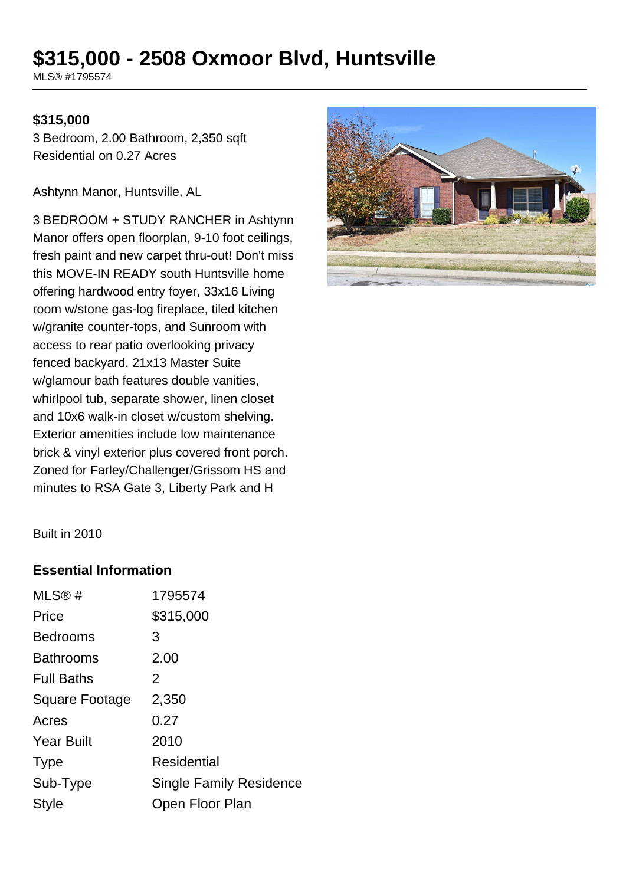# $315,000 - 2508 Oxmoor Blvd, Huntsville

MLS® #1795574

**$315,000**

3 Bedroom, 2.00 Bathroom, 2,350 sqft
Residential on 0.27 Acres

Ashtynn Manor, Huntsville, AL

3 BEDROOM + STUDY RANCHER in Ashtynn Manor offers open floorplan, 9-10 foot ceilings, fresh paint and new carpet thru-out! Don't miss this MOVE-IN READY south Huntsville home offering hardwood entry foyer, 33x16 Living room w/stone gas-log fireplace, tiled kitchen w/granite counter-tops, and Sunroom with access to rear patio overlooking privacy fenced backyard. 21x13 Master Suite w/glamour bath features double vanities, whirlpool tub, separate shower, linen closet and 10x6 walk-in closet w/custom shelving. Exterior amenities include low maintenance brick & vinyl exterior plus covered front porch. Zoned for Farley/Challenger/Grissom HS and minutes to RSA Gate 3, Liberty Park and H

Built in 2010

## Essential Information

| | |
|---|---|
| MLS® # | 1795574 |
| Price | $315,000 |
| Bedrooms | 3 |
| Bathrooms | 2.00 |
| Full Baths | 2 |
| Square Footage | 2,350 |
| Acres | 0.27 |
| Year Built | 2010 |
| Type | Residential |
| Sub-Type | Single Family Residence |
| Style | Open Floor Plan |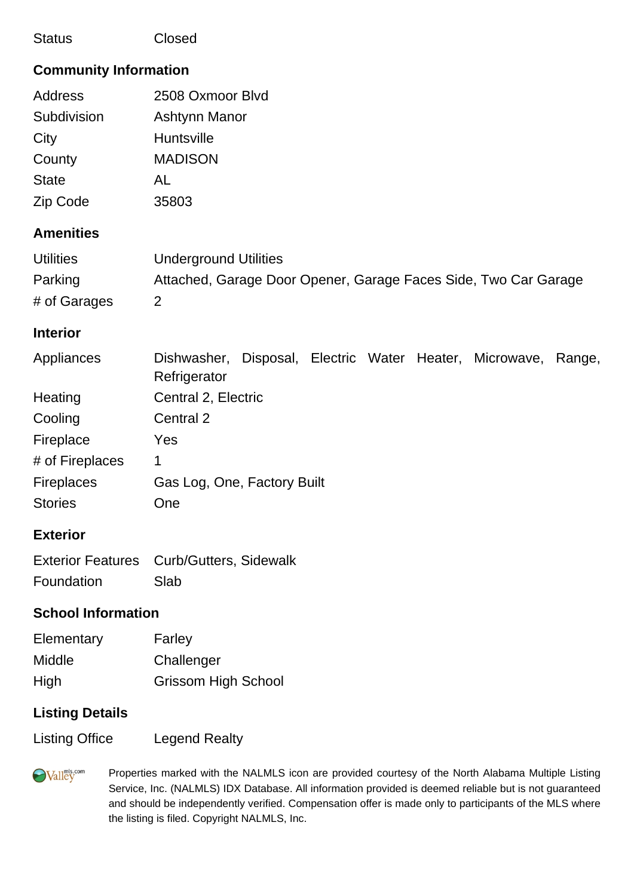| | |
|---|---|
| Status | Closed |

## Community Information

| | |
|---|---|
| Address | 2508 Oxmoor Blvd |
| Subdivision | Ashtynn Manor |
| City | Huntsville |
| County | MADISON |
| State | AL |
| Zip Code | 35803 |

## Amenities

| | |
|---|---|
| Utilities | Underground Utilities |
| Parking | Attached, Garage Door Opener, Garage Faces Side, Two Car Garage |
| # of Garages | 2 |

## Interior

| | |
|---|---|
| Appliances | Dishwasher, Disposal, Electric Water Heater, Microwave, Range, Refrigerator |
| Heating | Central 2, Electric |
| Cooling | Central 2 |
| Fireplace | Yes |
| # of Fireplaces | 1 |
| Fireplaces | Gas Log, One, Factory Built |
| Stories | One |

## Exterior

| | |
|---|---|
| Exterior Features | Curb/Gutters, Sidewalk |
| Foundation | Slab |

## School Information

| | |
|---|---|
| Elementary | Farley |
| Middle | Challenger |
| High | Grissom High School |

## Listing Details

| | |
|---|---|
| Listing Office | Legend Realty |

Properties marked with the NALMLS icon are provided courtesy of the North Alabama Multiple Listing Service, Inc. (NALMLS) IDX Database. All information provided is deemed reliable but is not guaranteed and should be independently verified. Compensation offer is made only to participants of the MLS where the listing is filed. Copyright NALMLS, Inc.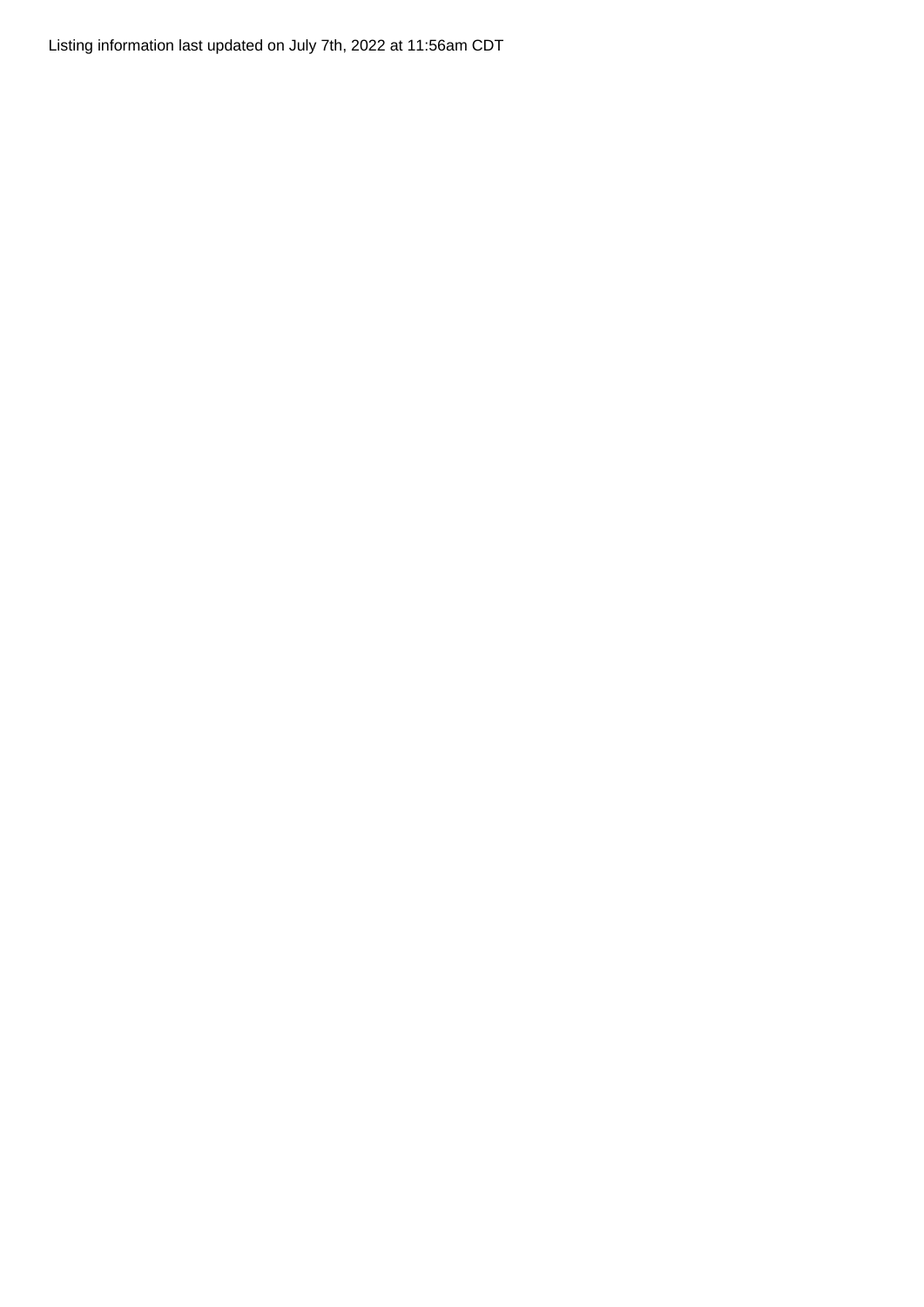Listing information last updated on July 7th, 2022 at 11:56am CDT